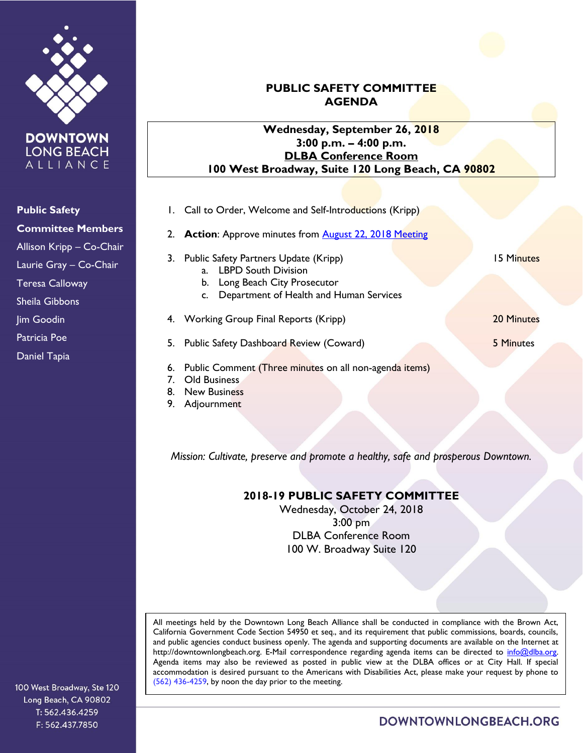DOWNTOWN LONG BEACH ALLIANCE

**Public Safety Committee Members**

Allison Kripp – Co-Chair
Laurie Gray – Co-Chair
Teresa Calloway
Sheila Gibbons
Jim Goodin
Patricia Poe
Daniel Tapia

100 West Broadway, Ste 120
Long Beach, CA 90802
T: 562.436.4259
F: 562.437.7850

# PUBLIC SAFETY COMMITTEE AGENDA

**Wednesday, September 26, 2018**
**3:00 p.m. – 4:00 p.m.**
**DLBA Conference Room**
**100 West Broadway, Suite 120 Long Beach, CA 90802**

1. Call to Order, Welcome and Self-Introductions (Kripp)
2. **Action**: Approve minutes from August 22, 2018 Meeting
3. Public Safety Partners Update (Kripp) — 15 Minutes
   a. LBPD South Division
   b. Long Beach City Prosecutor
   c. Department of Health and Human Services
4. Working Group Final Reports (Kripp) — 20 Minutes
5. Public Safety Dashboard Review (Coward) — 5 Minutes
6. Public Comment (Three minutes on all non-agenda items)
7. Old Business
8. New Business
9. Adjournment

*Mission: Cultivate, preserve and promote a healthy, safe and prosperous Downtown.*

**2018-19 PUBLIC SAFETY COMMITTEE**
Wednesday, October 24, 2018
3:00 pm
DLBA Conference Room
100 W. Broadway Suite 120

All meetings held by the Downtown Long Beach Alliance shall be conducted in compliance with the Brown Act, California Government Code Section 54950 et seq., and its requirement that public commissions, boards, councils, and public agencies conduct business openly. The agenda and supporting documents are available on the Internet at http://downtownlongbeach.org. E-Mail correspondence regarding agenda items can be directed to info@dlba.org. Agenda items may also be reviewed as posted in public view at the DLBA offices or at City Hall. If special accommodation is desired pursuant to the Americans with Disabilities Act, please make your request by phone to (562) 436-4259, by noon the day prior to the meeting.

DOWNTOWNLONGBEACH.ORG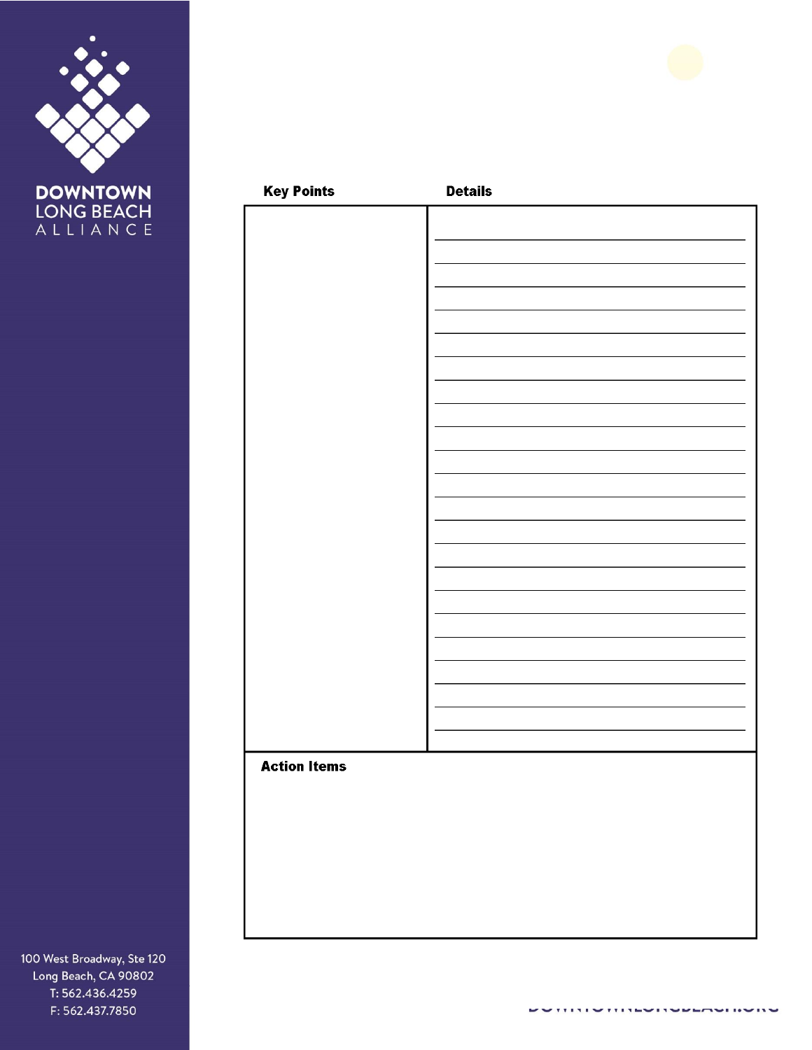DOWNTOWN LONG BEACH ALLIANCE

| Key Points | Details |
|---|---|
| | |

**Action Items**

100 West Broadway, Ste 120
Long Beach, CA 90802
T: 562.436.4259
F: 562.437.7850

DOWNTOWNLONGBEACH.ORG